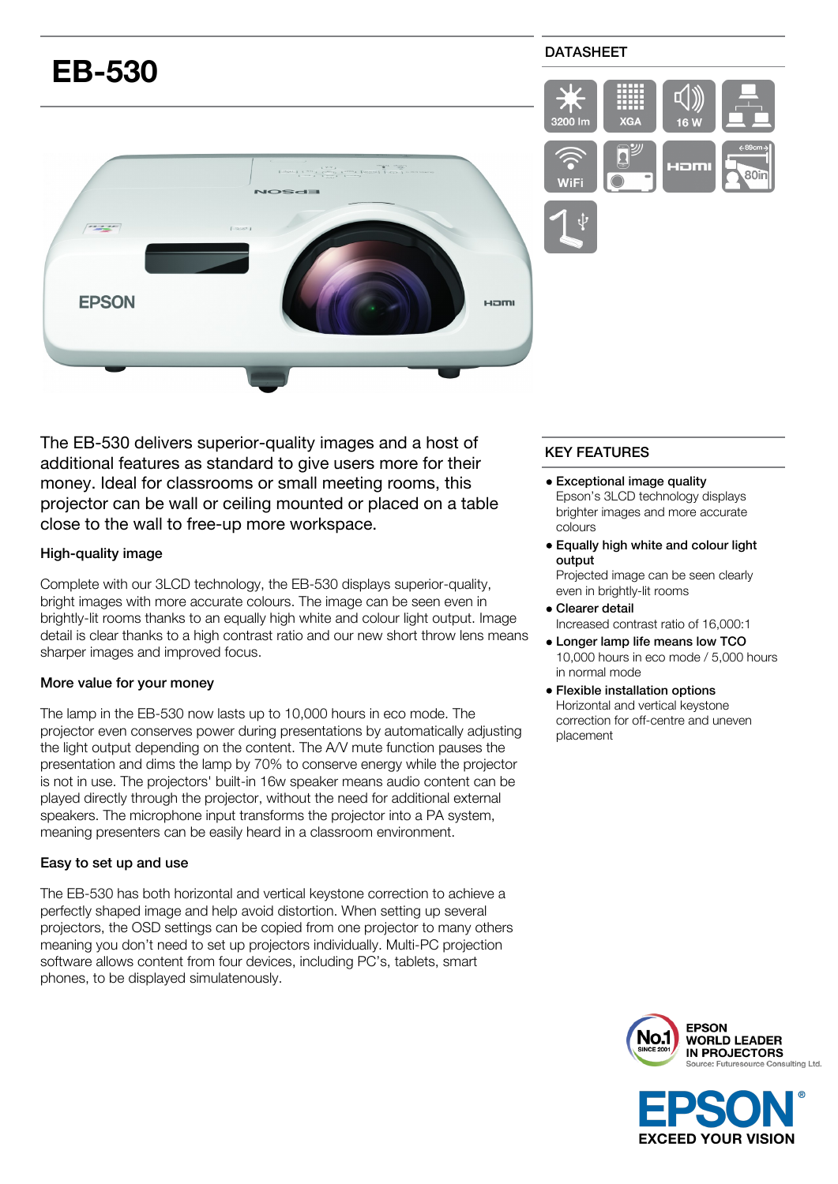# EB-530

DATASHEET

3200 lm | XGA | 16 W | WiFi | HDMI | 80in

The EB-530 delivers superior-quality images and a host of additional features as standard to give users more for their money. Ideal for classrooms or small meeting rooms, this projector can be wall or ceiling mounted or placed on a table close to the wall to free-up more workspace.

### High-quality image

Complete with our 3LCD technology, the EB-530 displays superior-quality, bright images with more accurate colours. The image can be seen even in brightly-lit rooms thanks to an equally high white and colour light output. Image detail is clear thanks to a high contrast ratio and our new short throw lens means sharper images and improved focus.

### More value for your money

The lamp in the EB-530 now lasts up to 10,000 hours in eco mode. The projector even conserves power during presentations by automatically adjusting the light output depending on the content. The A/V mute function pauses the presentation and dims the lamp by 70% to conserve energy while the projector is not in use. The projectors' built-in 16w speaker means audio content can be played directly through the projector, without the need for additional external speakers. The microphone input transforms the projector into a PA system, meaning presenters can be easily heard in a classroom environment.

### Easy to set up and use

The EB-530 has both horizontal and vertical keystone correction to achieve a perfectly shaped image and help avoid distortion. When setting up several projectors, the OSD settings can be copied from one projector to many others meaning you don't need to set up projectors individually. Multi-PC projection software allows content from four devices, including PC's, tablets, smart phones, to be displayed simulatenously.

## KEY FEATURES

- **Exceptional image quality**
  Epson's 3LCD technology displays brighter images and more accurate colours
- **Equally high white and colour light output**
  Projected image can be seen clearly even in brightly-lit rooms
- **Clearer detail**
  Increased contrast ratio of 16,000:1
- **Longer lamp life means low TCO**
  10,000 hours in eco mode / 5,000 hours in normal mode
- **Flexible installation options**
  Horizontal and vertical keystone correction for off-centre and uneven placement

EPSON WORLD LEADER IN PROJECTORS
No.1 SINCE 2001
Source: Futuresource Consulting Ltd.

EPSON
EXCEED YOUR VISION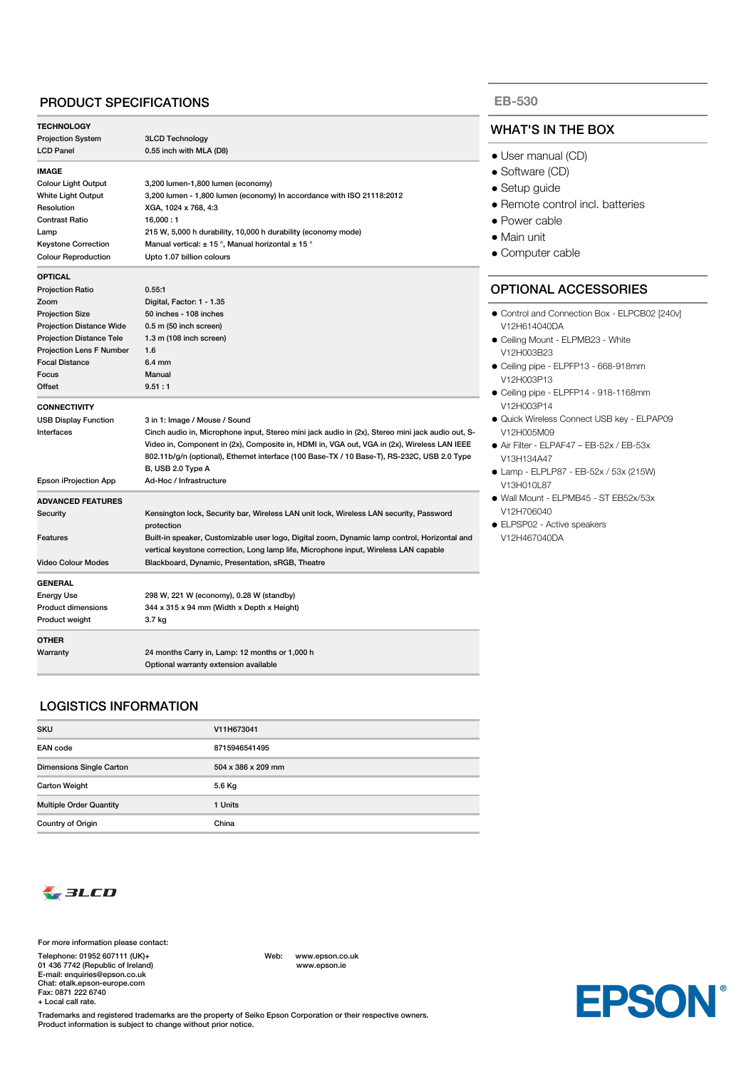## PRODUCT SPECIFICATIONS

| | |
|---|---|
| **TECHNOLOGY** | |
| Projection System | 3LCD Technology |
| LCD Panel | 0.55 inch with MLA (D8) |
| **IMAGE** | |
| Colour Light Output | 3,200 lumen-1,800 lumen (economy) |
| White Light Output | 3,200 lumen - 1,800 lumen (economy) In accordance with ISO 21118:2012 |
| Resolution | XGA, 1024 x 768, 4:3 |
| Contrast Ratio | 16,000 : 1 |
| Lamp | 215 W, 5,000 h durability, 10,000 h durability (economy mode) |
| Keystone Correction | Manual vertical: ± 15 °, Manual horizontal ± 15 ° |
| Colour Reproduction | Upto 1.07 billion colours |
| **OPTICAL** | |
| Projection Ratio | 0.55:1 |
| Zoom | Digital, Factor: 1 - 1.35 |
| Projection Size | 50 inches - 108 inches |
| Projection Distance Wide | 0.5 m (50 inch screen) |
| Projection Distance Tele | 1.3 m (108 inch screen) |
| Projection Lens F Number | 1.6 |
| Focal Distance | 6.4 mm |
| Focus | Manual |
| Offset | 9.51 : 1 |
| **CONNECTIVITY** | |
| USB Display Function | 3 in 1: Image / Mouse / Sound |
| Interfaces | Cinch audio in, Microphone input, Stereo mini jack audio in (2x), Stereo mini jack audio out, S-Video in, Component in (2x), Composite in, HDMI in, VGA out, VGA in (2x), Wireless LAN IEEE 802.11b/g/n (optional), Ethernet interface (100 Base-TX / 10 Base-T), RS-232C, USB 2.0 Type B, USB 2.0 Type A |
| Epson iProjection App | Ad-Hoc / Infrastructure |
| **ADVANCED FEATURES** | |
| Security | Kensington lock, Security bar, Wireless LAN unit lock, Wireless LAN security, Password protection |
| Features | Built-in speaker, Customizable user logo, Digital zoom, Dynamic lamp control, Horizontal and vertical keystone correction, Long lamp life, Microphone input, Wireless LAN capable |
| Video Colour Modes | Blackboard, Dynamic, Presentation, sRGB, Theatre |
| **GENERAL** | |
| Energy Use | 298 W, 221 W (economy), 0.28 W (standby) |
| Product dimensions | 344 x 315 x 94 mm (Width x Depth x Height) |
| Product weight | 3.7 kg |
| **OTHER** | |
| Warranty | 24 months Carry in, Lamp: 12 months or 1,000 h<br>Optional warranty extension available |

## LOGISTICS INFORMATION

| | |
|---|---|
| SKU | V11H673041 |
| EAN code | 8715946541495 |
| Dimensions Single Carton | 504 x 386 x 209 mm |
| Carton Weight | 5.6 Kg |
| Multiple Order Quantity | 1 Units |
| Country of Origin | China |

EB-530

## WHAT'S IN THE BOX

- User manual (CD)
- Software (CD)
- Setup guide
- Remote control incl. batteries
- Power cable
- Main unit
- Computer cable

## OPTIONAL ACCESSORIES

- Control and Connection Box - ELPCB02 [240v]
  V12H614040DA
- Ceiling Mount - ELPMB23 - White
  V12H003B23
- Ceiling pipe - ELPFP13 - 668-918mm
  V12H003P13
- Ceiling pipe - ELPFP14 - 918-1168mm
  V12H003P14
- Quick Wireless Connect USB key - ELPAP09
  V12H005M09
- Air Filter - ELPAF47 – EB-52x / EB-53x
  V13H134A47
- Lamp - ELPLP87 - EB-52x / 53x (215W)
  V13H010L87
- Wall Mount - ELPMB45 - ST EB52x/53x
  V12H706040
- ELPSP02 - Active speakers
  V12H467040DA

3LCD

For more information please contact:

Telephone: 01952 607111 (UK)+
01 436 7742 (Republic of Ireland)
E-mail: enquiries@epson.co.uk
Chat: etalk.epson-europe.com
Fax: 0871 222 6740
+ Local call rate.

Web: www.epson.co.uk
www.epson.ie

Trademarks and registered trademarks are the property of Seiko Epson Corporation or their respective owners.
Product information is subject to change without prior notice.

EPSON®